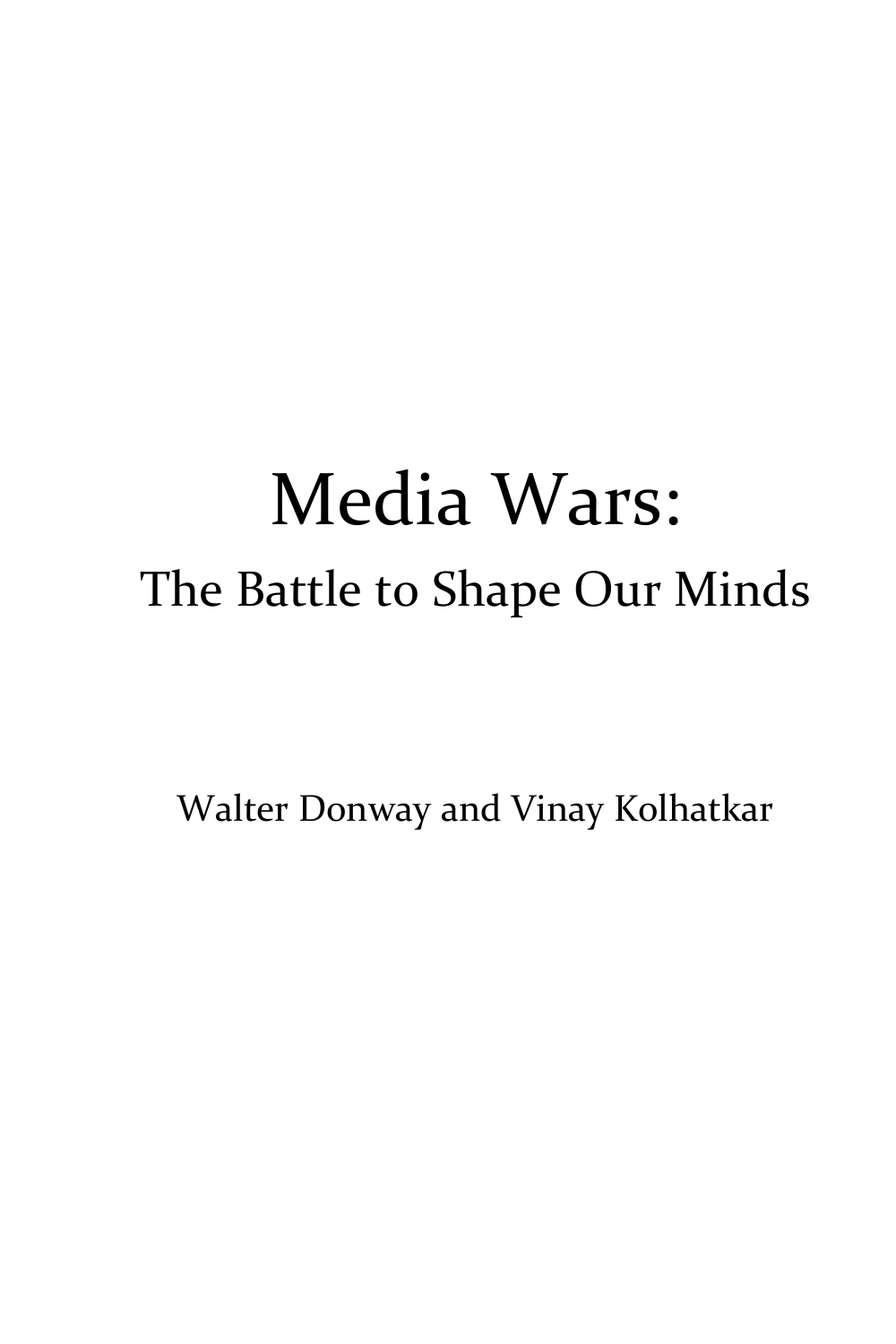# Media Wars:

## The Battle to Shape Our Minds

Walter Donway and Vinay Kolhatkar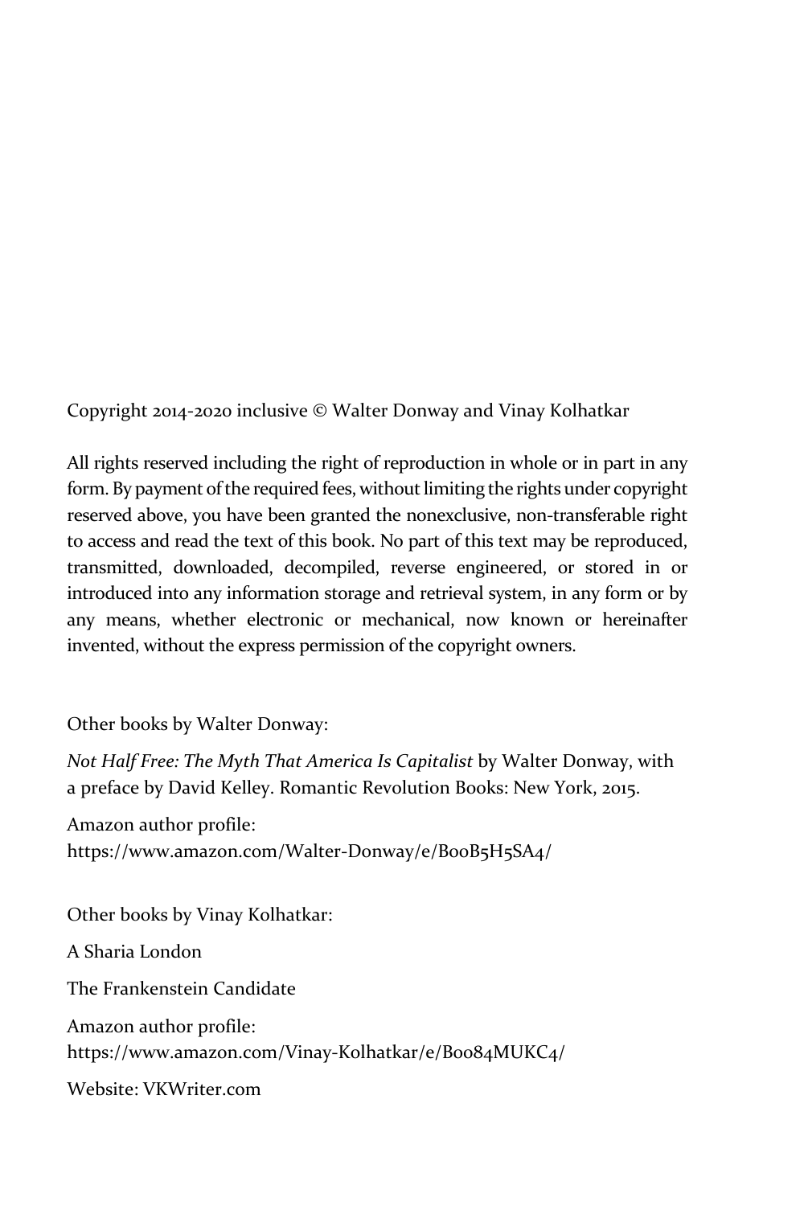Copyright 2014-2020 inclusive © Walter Donway and Vinay Kolhatkar

All rights reserved including the right of reproduction in whole or in part in any form. By payment of the required fees, without limiting the rights under copyright reserved above, you have been granted the nonexclusive, non-transferable right to access and read the text of this book. No part of this text may be reproduced, transmitted, downloaded, decompiled, reverse engineered, or stored in or introduced into any information storage and retrieval system, in any form or by any means, whether electronic or mechanical, now known or hereinafter invented, without the express permission of the copyright owners.

Other books by Walter Donway:

*Not Half Free: The Myth That America Is Capitalist* by Walter Donway, with a preface by David Kelley. Romantic Revolution Books: New York, 2015.

Amazon author profile:
https://www.amazon.com/Walter-Donway/e/B00B5H5SA4/

Other books by Vinay Kolhatkar:

A Sharia London

The Frankenstein Candidate

Amazon author profile:
https://www.amazon.com/Vinay-Kolhatkar/e/B0084MUKC4/

Website: VKWriter.com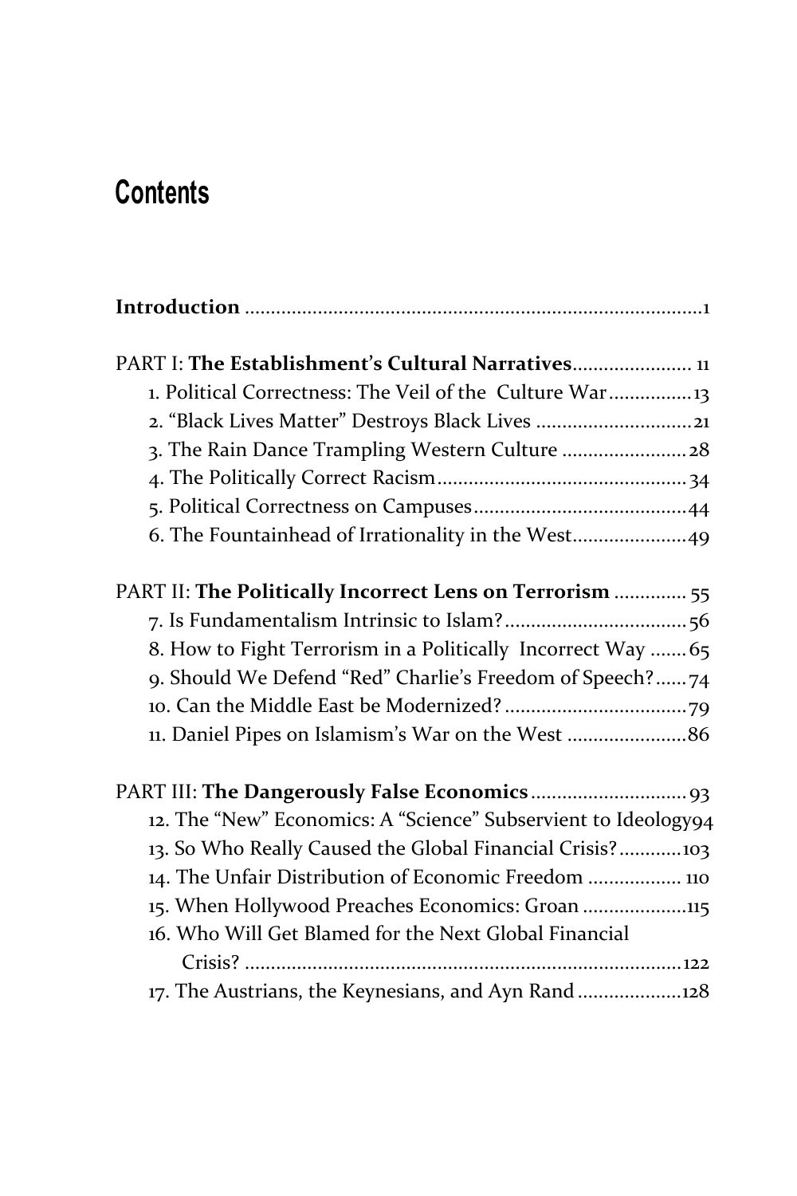# Contents

**Introduction** ........................................................................................1

PART I: **The Establishment's Cultural Narratives**...................... 11

1. Political Correctness: The Veil of the Culture War................13
2. "Black Lives Matter" Destroys Black Lives .............................21
3. The Rain Dance Trampling Western Culture ........................28
4. The Politically Correct Racism................................................34
5. Political Correctness on Campuses.........................................44
6. The Fountainhead of Irrationality in the West......................49

PART II: **The Politically Incorrect Lens on Terrorism** ............. 55

7. Is Fundamentalism Intrinsic to Islam?...................................56
8. How to Fight Terrorism in a Politically Incorrect Way .......65
9. Should We Defend "Red" Charlie's Freedom of Speech?......74
10. Can the Middle East be Modernized?...................................79
11. Daniel Pipes on Islamism's War on the West .......................86

PART III: **The Dangerously False Economics**............................. 93

12. The "New" Economics: A "Science" Subservient to Ideology94
13. So Who Really Caused the Global Financial Crisis?............103
14. The Unfair Distribution of Economic Freedom .................. 110
15. When Hollywood Preaches Economics: Groan ....................115
16. Who Will Get Blamed for the Next Global Financial Crisis? ....................................................................................122
17. The Austrians, the Keynesians, and Ayn Rand ....................128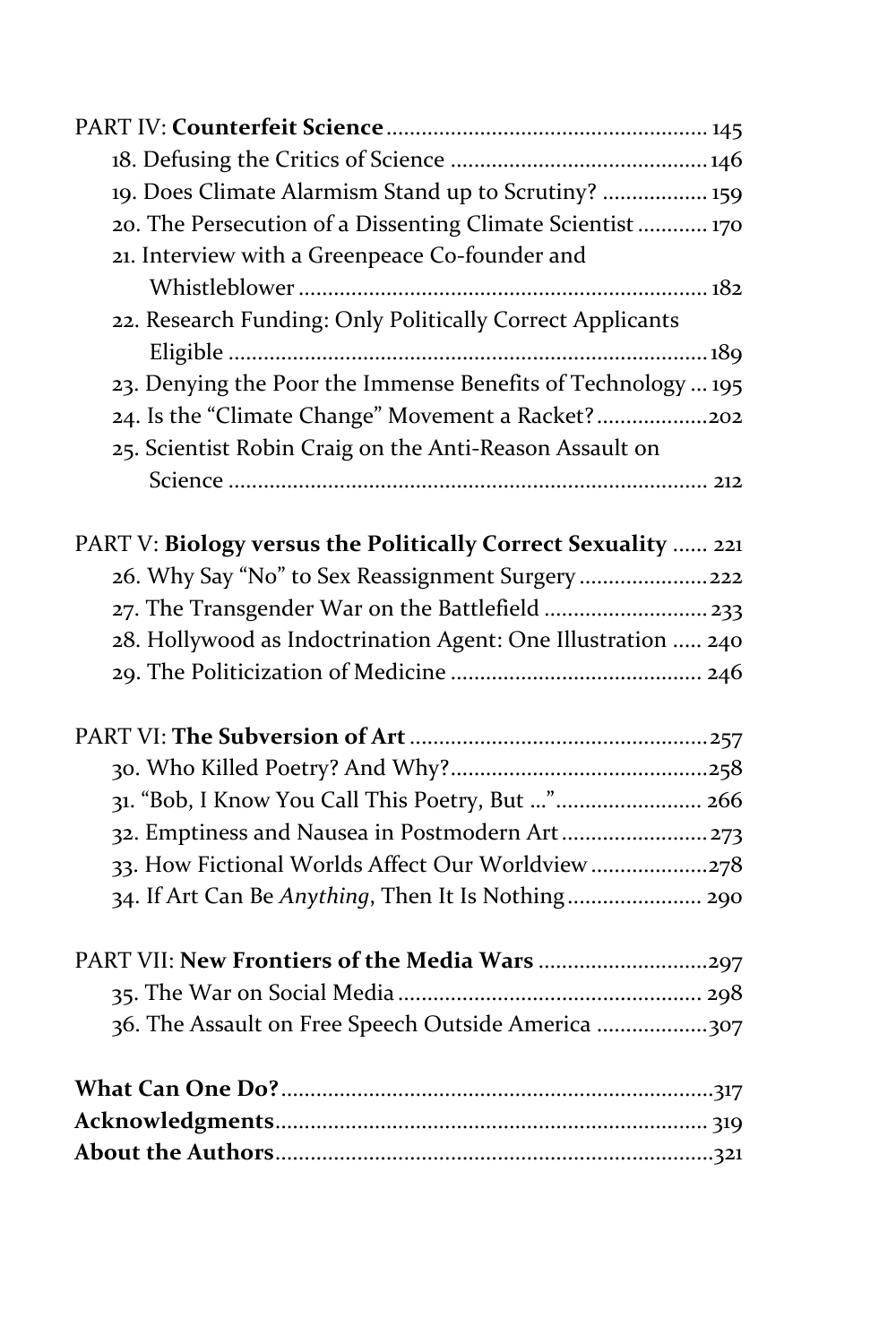PART IV: **Counterfeit Science** ... 145

18. Defusing the Critics of Science ... 146
19. Does Climate Alarmism Stand up to Scrutiny? ... 159
20. The Persecution of a Dissenting Climate Scientist ... 170
21. Interview with a Greenpeace Co-founder and Whistleblower ... 182
22. Research Funding: Only Politically Correct Applicants Eligible ... 189
23. Denying the Poor the Immense Benefits of Technology ... 195
24. Is the "Climate Change" Movement a Racket? ... 202
25. Scientist Robin Craig on the Anti-Reason Assault on Science ... 212

PART V: **Biology versus the Politically Correct Sexuality** ... 221

26. Why Say "No" to Sex Reassignment Surgery ... 222
27. The Transgender War on the Battlefield ... 233
28. Hollywood as Indoctrination Agent: One Illustration ... 240
29. The Politicization of Medicine ... 246

PART VI: **The Subversion of Art** ... 257

30. Who Killed Poetry? And Why? ... 258
31. "Bob, I Know You Call This Poetry, But ..." ... 266
32. Emptiness and Nausea in Postmodern Art ... 273
33. How Fictional Worlds Affect Our Worldview ... 278
34. If Art Can Be *Anything*, Then It Is Nothing ... 290

PART VII: **New Frontiers of the Media Wars** ... 297

35. The War on Social Media ... 298
36. The Assault on Free Speech Outside America ... 307

**What Can One Do?** ... 317

**Acknowledgments** ... 319

**About the Authors** ... 321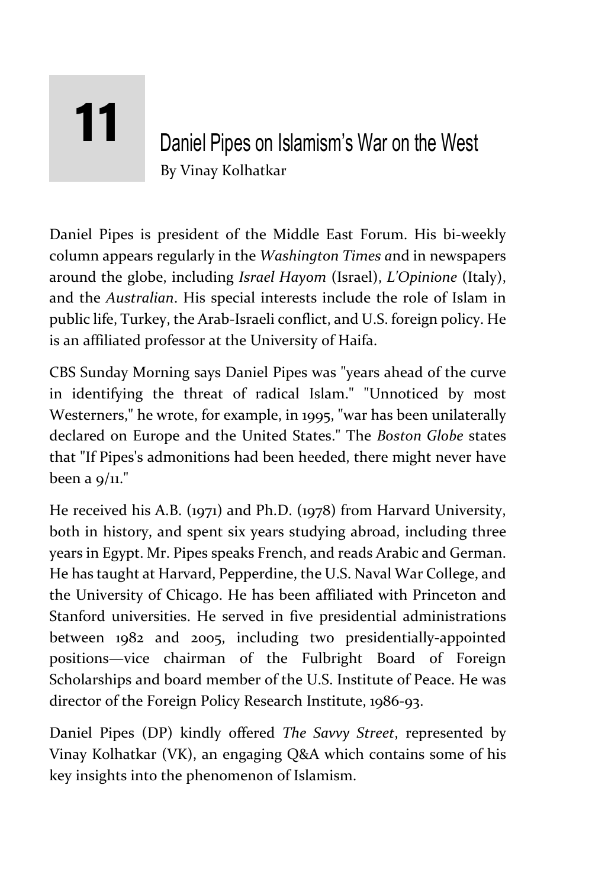# 11 Daniel Pipes on Islamism's War on the West

By Vinay Kolhatkar

Daniel Pipes is president of the Middle East Forum. His bi-weekly column appears regularly in the *Washington Times a*nd in newspapers around the globe, including *Israel Hayom* (Israel), *L'Opinione* (Italy), and the *Australian*. His special interests include the role of Islam in public life, Turkey, the Arab-Israeli conflict, and U.S. foreign policy. He is an affiliated professor at the University of Haifa.

CBS Sunday Morning says Daniel Pipes was "years ahead of the curve in identifying the threat of radical Islam." "Unnoticed by most Westerners," he wrote, for example, in 1995, "war has been unilaterally declared on Europe and the United States." The *Boston Globe* states that "If Pipes's admonitions had been heeded, there might never have been a 9/11."

He received his A.B. (1971) and Ph.D. (1978) from Harvard University, both in history, and spent six years studying abroad, including three years in Egypt. Mr. Pipes speaks French, and reads Arabic and German. He has taught at Harvard, Pepperdine, the U.S. Naval War College, and the University of Chicago. He has been affiliated with Princeton and Stanford universities. He served in five presidential administrations between 1982 and 2005, including two presidentially-appointed positions—vice chairman of the Fulbright Board of Foreign Scholarships and board member of the U.S. Institute of Peace. He was director of the Foreign Policy Research Institute, 1986-93.

Daniel Pipes (DP) kindly offered *The Savvy Street*, represented by Vinay Kolhatkar (VK), an engaging Q&A which contains some of his key insights into the phenomenon of Islamism.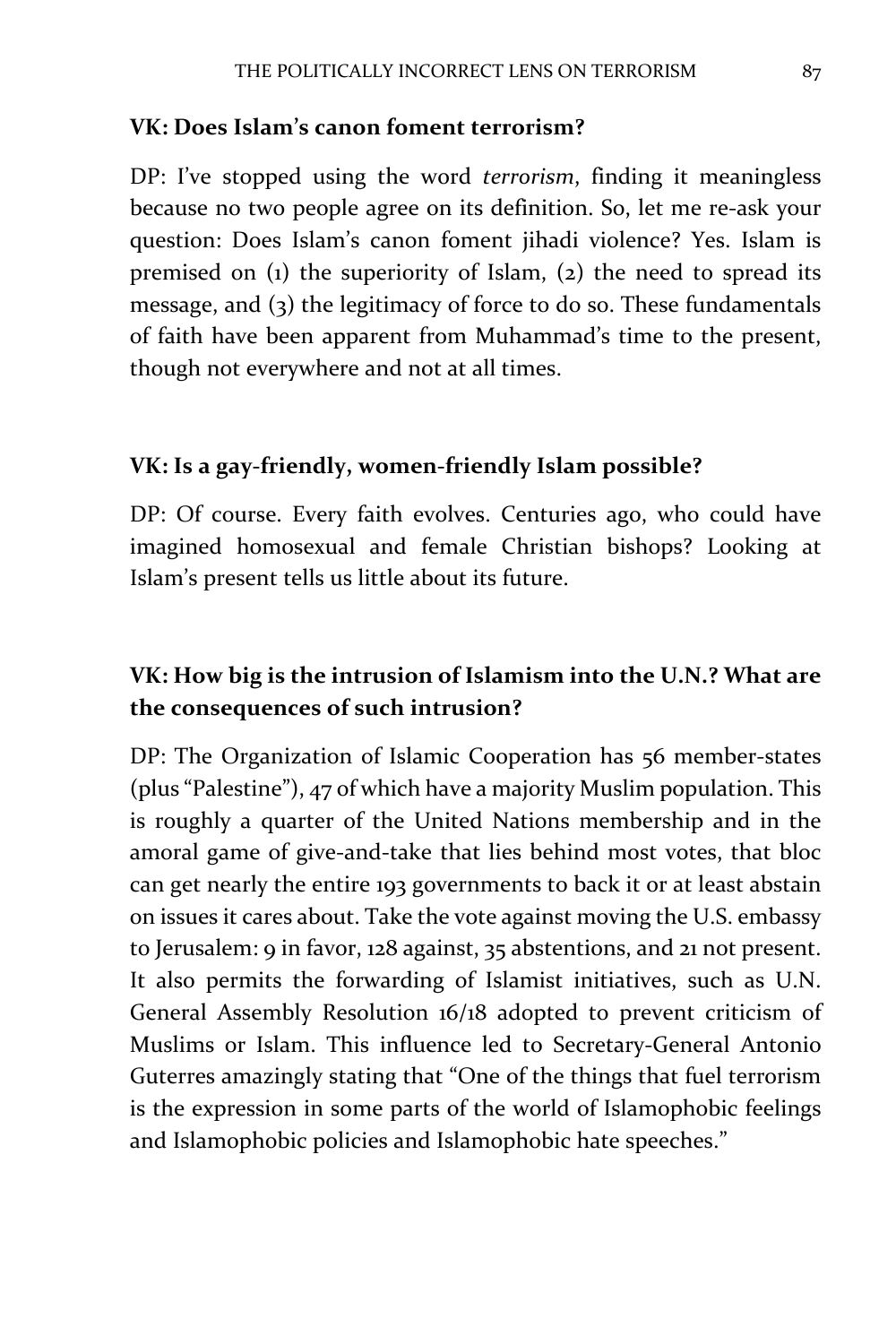**VK: Does Islam's canon foment terrorism?**

DP: I've stopped using the word *terrorism*, finding it meaningless because no two people agree on its definition. So, let me re-ask your question: Does Islam's canon foment jihadi violence? Yes. Islam is premised on (1) the superiority of Islam, (2) the need to spread its message, and (3) the legitimacy of force to do so. These fundamentals of faith have been apparent from Muhammad's time to the present, though not everywhere and not at all times.

**VK: Is a gay-friendly, women-friendly Islam possible?**

DP: Of course. Every faith evolves. Centuries ago, who could have imagined homosexual and female Christian bishops? Looking at Islam's present tells us little about its future.

**VK: How big is the intrusion of Islamism into the U.N.? What are the consequences of such intrusion?**

DP: The Organization of Islamic Cooperation has 56 member-states (plus "Palestine"), 47 of which have a majority Muslim population. This is roughly a quarter of the United Nations membership and in the amoral game of give-and-take that lies behind most votes, that bloc can get nearly the entire 193 governments to back it or at least abstain on issues it cares about. Take the vote against moving the U.S. embassy to Jerusalem: 9 in favor, 128 against, 35 abstentions, and 21 not present. It also permits the forwarding of Islamist initiatives, such as U.N. General Assembly Resolution 16/18 adopted to prevent criticism of Muslims or Islam. This influence led to Secretary-General Antonio Guterres amazingly stating that "One of the things that fuel terrorism is the expression in some parts of the world of Islamophobic feelings and Islamophobic policies and Islamophobic hate speeches."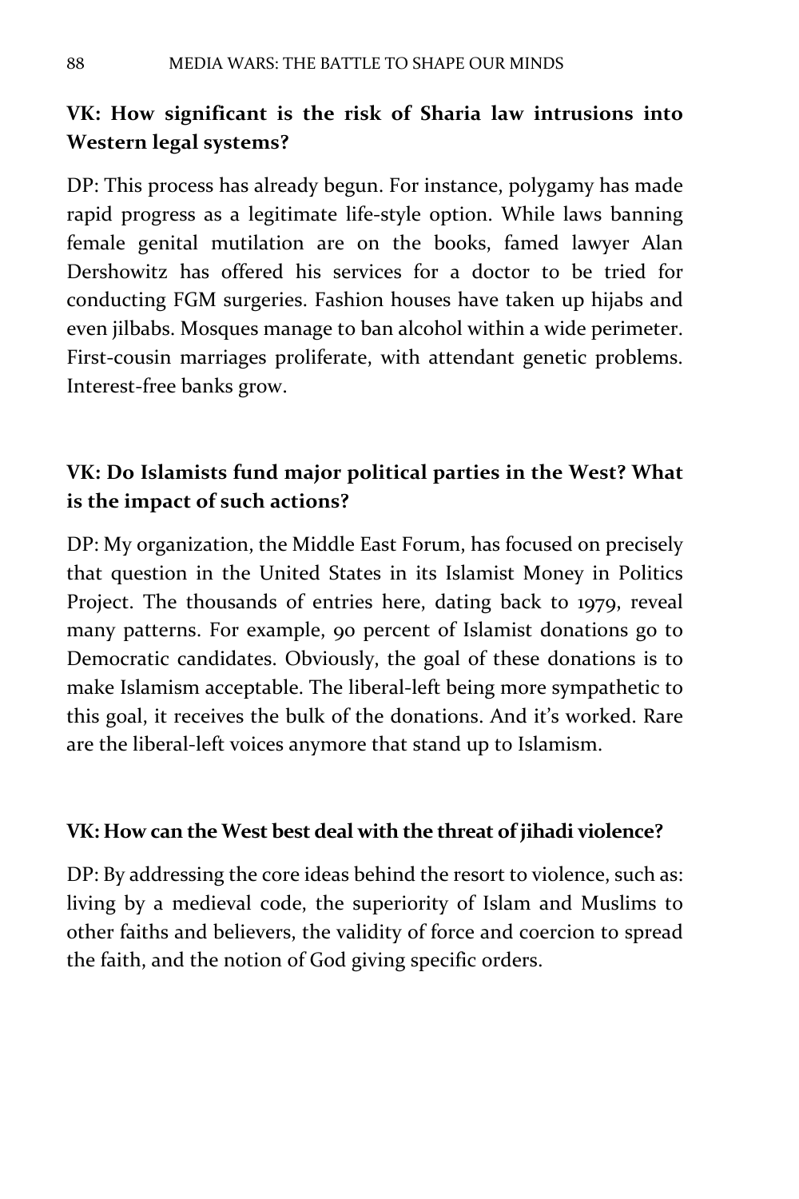**VK: How significant is the risk of Sharia law intrusions into Western legal systems?**

DP: This process has already begun. For instance, polygamy has made rapid progress as a legitimate life-style option. While laws banning female genital mutilation are on the books, famed lawyer Alan Dershowitz has offered his services for a doctor to be tried for conducting FGM surgeries. Fashion houses have taken up hijabs and even jilbabs. Mosques manage to ban alcohol within a wide perimeter. First-cousin marriages proliferate, with attendant genetic problems. Interest-free banks grow.

**VK: Do Islamists fund major political parties in the West? What is the impact of such actions?**

DP: My organization, the Middle East Forum, has focused on precisely that question in the United States in its Islamist Money in Politics Project. The thousands of entries here, dating back to 1979, reveal many patterns. For example, 90 percent of Islamist donations go to Democratic candidates. Obviously, the goal of these donations is to make Islamism acceptable. The liberal-left being more sympathetic to this goal, it receives the bulk of the donations. And it's worked. Rare are the liberal-left voices anymore that stand up to Islamism.

**VK: How can the West best deal with the threat of jihadi violence?**

DP: By addressing the core ideas behind the resort to violence, such as: living by a medieval code, the superiority of Islam and Muslims to other faiths and believers, the validity of force and coercion to spread the faith, and the notion of God giving specific orders.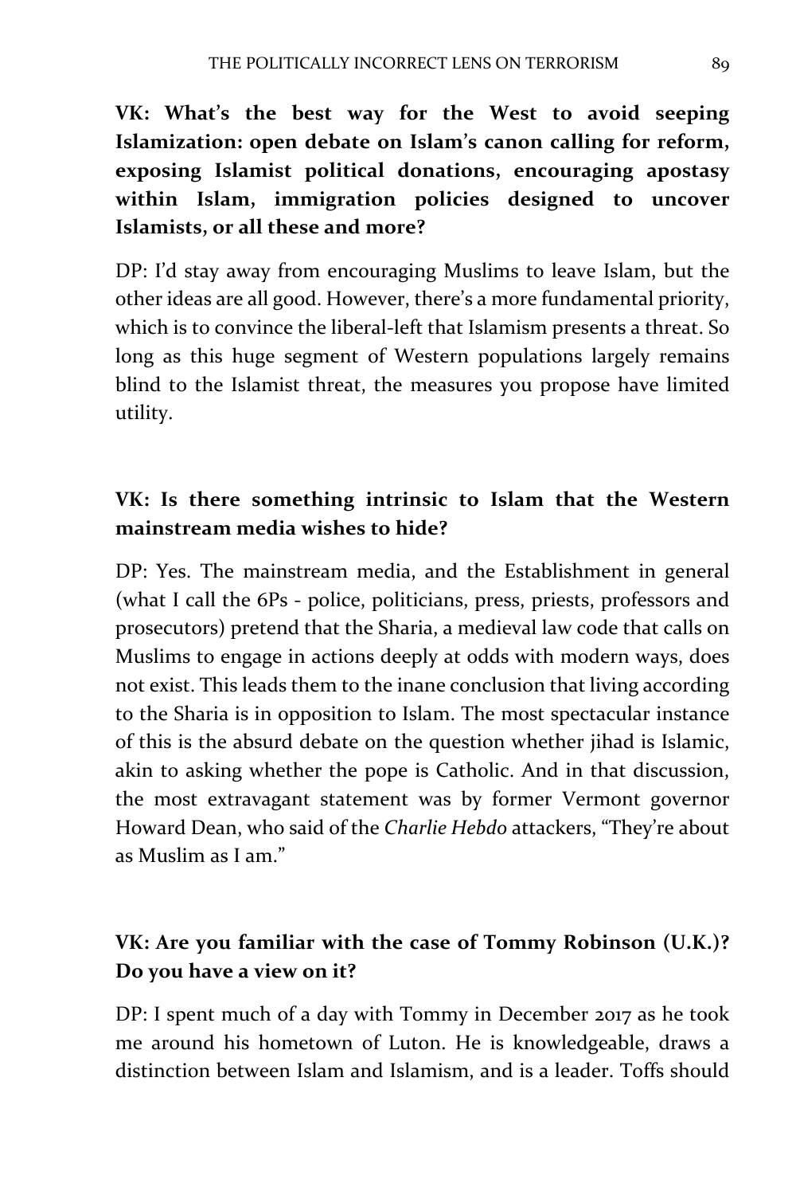**VK: What's the best way for the West to avoid seeping Islamization: open debate on Islam's canon calling for reform, exposing Islamist political donations, encouraging apostasy within Islam, immigration policies designed to uncover Islamists, or all these and more?**

DP: I'd stay away from encouraging Muslims to leave Islam, but the other ideas are all good. However, there's a more fundamental priority, which is to convince the liberal-left that Islamism presents a threat. So long as this huge segment of Western populations largely remains blind to the Islamist threat, the measures you propose have limited utility.

**VK: Is there something intrinsic to Islam that the Western mainstream media wishes to hide?**

DP: Yes. The mainstream media, and the Establishment in general (what I call the 6Ps - police, politicians, press, priests, professors and prosecutors) pretend that the Sharia, a medieval law code that calls on Muslims to engage in actions deeply at odds with modern ways, does not exist. This leads them to the inane conclusion that living according to the Sharia is in opposition to Islam. The most spectacular instance of this is the absurd debate on the question whether jihad is Islamic, akin to asking whether the pope is Catholic. And in that discussion, the most extravagant statement was by former Vermont governor Howard Dean, who said of the *Charlie Hebdo* attackers, "They're about as Muslim as I am."

**VK: Are you familiar with the case of Tommy Robinson (U.K.)? Do you have a view on it?**

DP: I spent much of a day with Tommy in December 2017 as he took me around his hometown of Luton. He is knowledgeable, draws a distinction between Islam and Islamism, and is a leader. Toffs should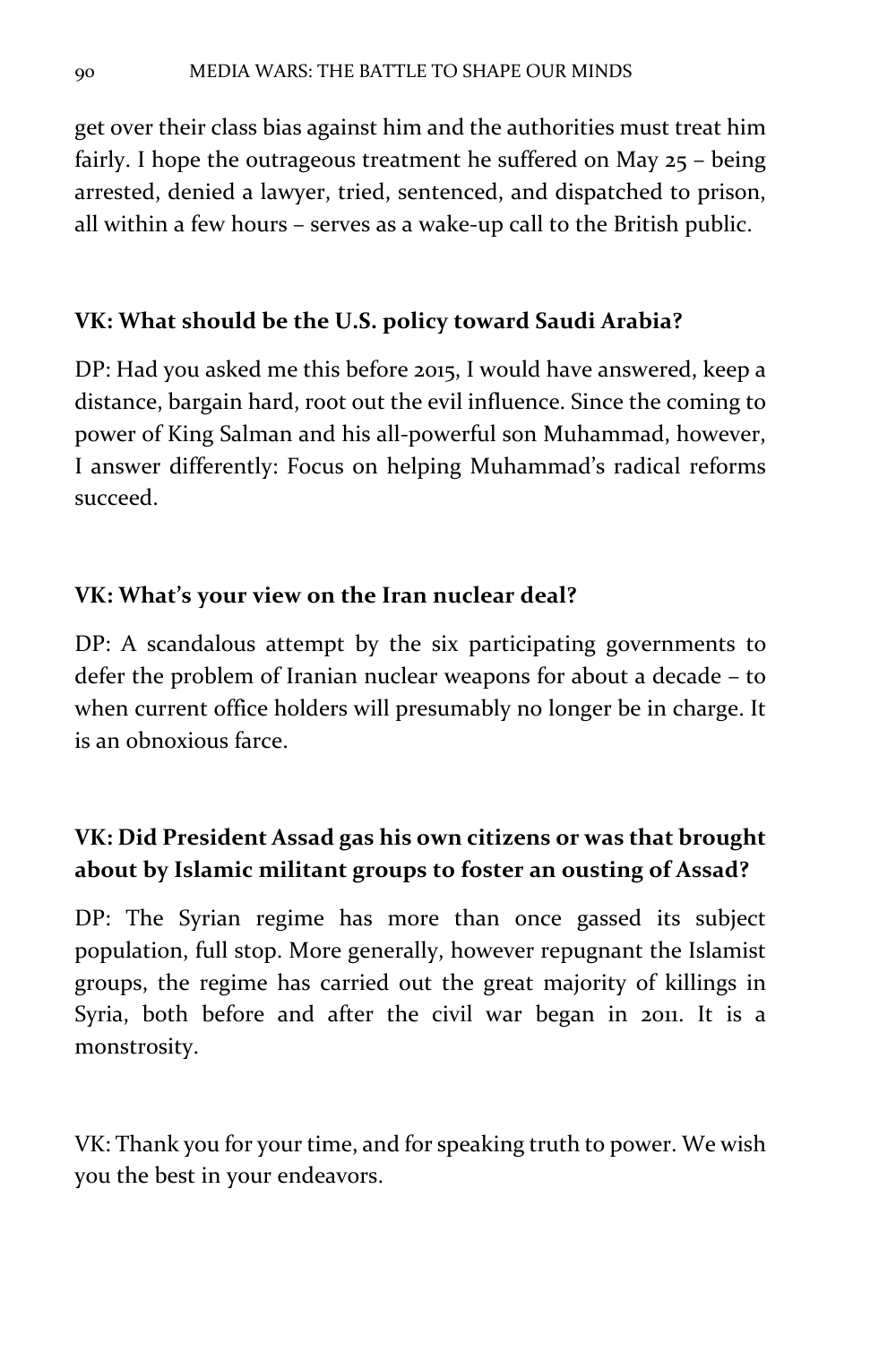get over their class bias against him and the authorities must treat him fairly. I hope the outrageous treatment he suffered on May 25 – being arrested, denied a lawyer, tried, sentenced, and dispatched to prison, all within a few hours – serves as a wake-up call to the British public.

**VK: What should be the U.S. policy toward Saudi Arabia?**

DP: Had you asked me this before 2015, I would have answered, keep a distance, bargain hard, root out the evil influence. Since the coming to power of King Salman and his all-powerful son Muhammad, however, I answer differently: Focus on helping Muhammad's radical reforms succeed.

**VK: What's your view on the Iran nuclear deal?**

DP: A scandalous attempt by the six participating governments to defer the problem of Iranian nuclear weapons for about a decade – to when current office holders will presumably no longer be in charge. It is an obnoxious farce.

**VK: Did President Assad gas his own citizens or was that brought about by Islamic militant groups to foster an ousting of Assad?**

DP: The Syrian regime has more than once gassed its subject population, full stop. More generally, however repugnant the Islamist groups, the regime has carried out the great majority of killings in Syria, both before and after the civil war began in 2011. It is a monstrosity.

VK: Thank you for your time, and for speaking truth to power. We wish you the best in your endeavors.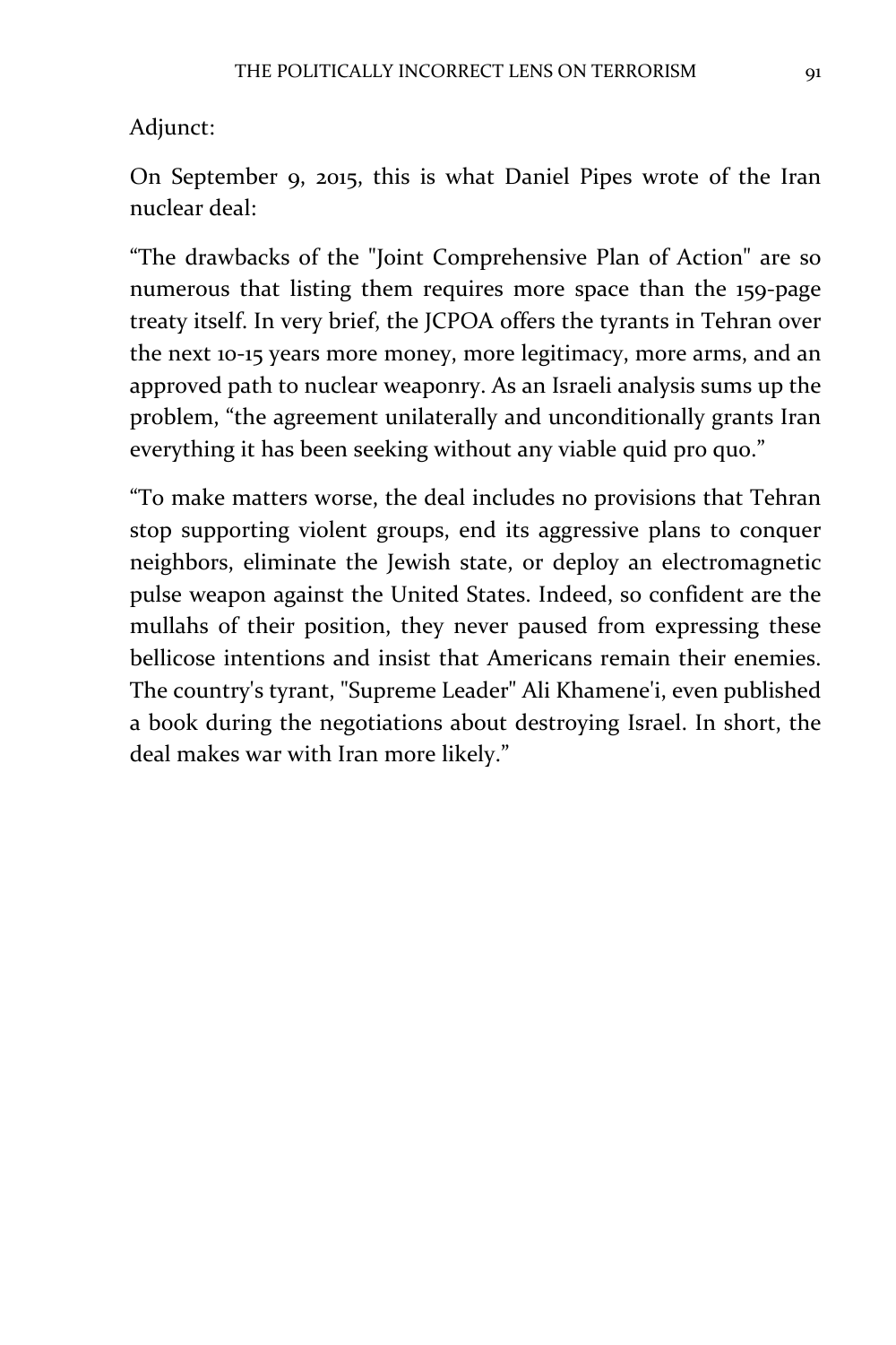Adjunct:

On September 9, 2015, this is what Daniel Pipes wrote of the Iran nuclear deal:

“The drawbacks of the "Joint Comprehensive Plan of Action" are so numerous that listing them requires more space than the 159-page treaty itself. In very brief, the JCPOA offers the tyrants in Tehran over the next 10-15 years more money, more legitimacy, more arms, and an approved path to nuclear weaponry. As an Israeli analysis sums up the problem, “the agreement unilaterally and unconditionally grants Iran everything it has been seeking without any viable quid pro quo.”

“To make matters worse, the deal includes no provisions that Tehran stop supporting violent groups, end its aggressive plans to conquer neighbors, eliminate the Jewish state, or deploy an electromagnetic pulse weapon against the United States. Indeed, so confident are the mullahs of their position, they never paused from expressing these bellicose intentions and insist that Americans remain their enemies. The country's tyrant, "Supreme Leader" Ali Khamene'i, even published a book during the negotiations about destroying Israel. In short, the deal makes war with Iran more likely.”